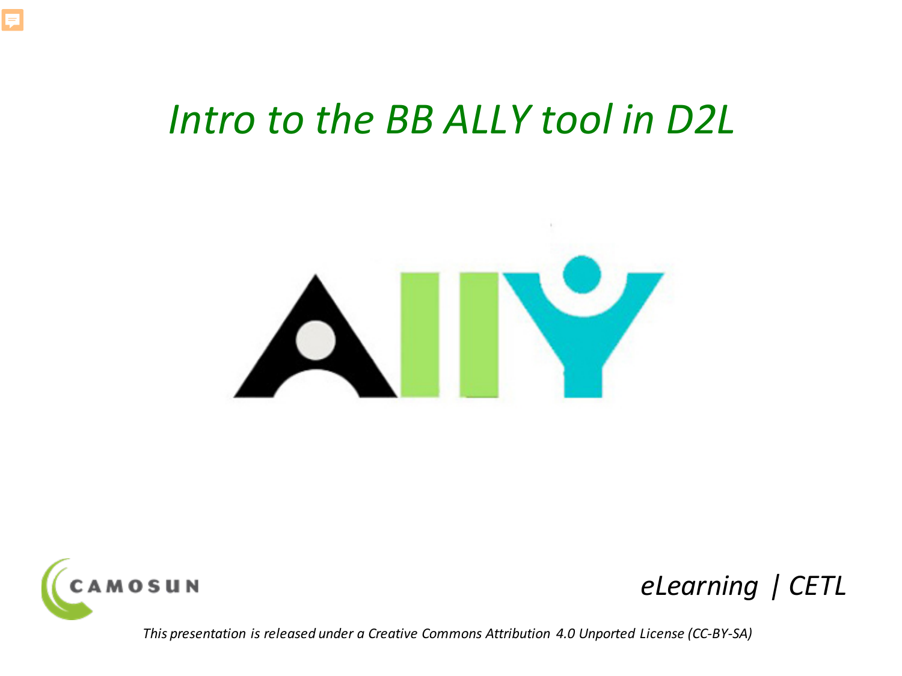# *Intro to the BB ALLY tool in D2L*

*eLearning | CETL*

*This presentation is released under a Creative Commons Attribution 4.0 Unported License (CC-BY-SA)*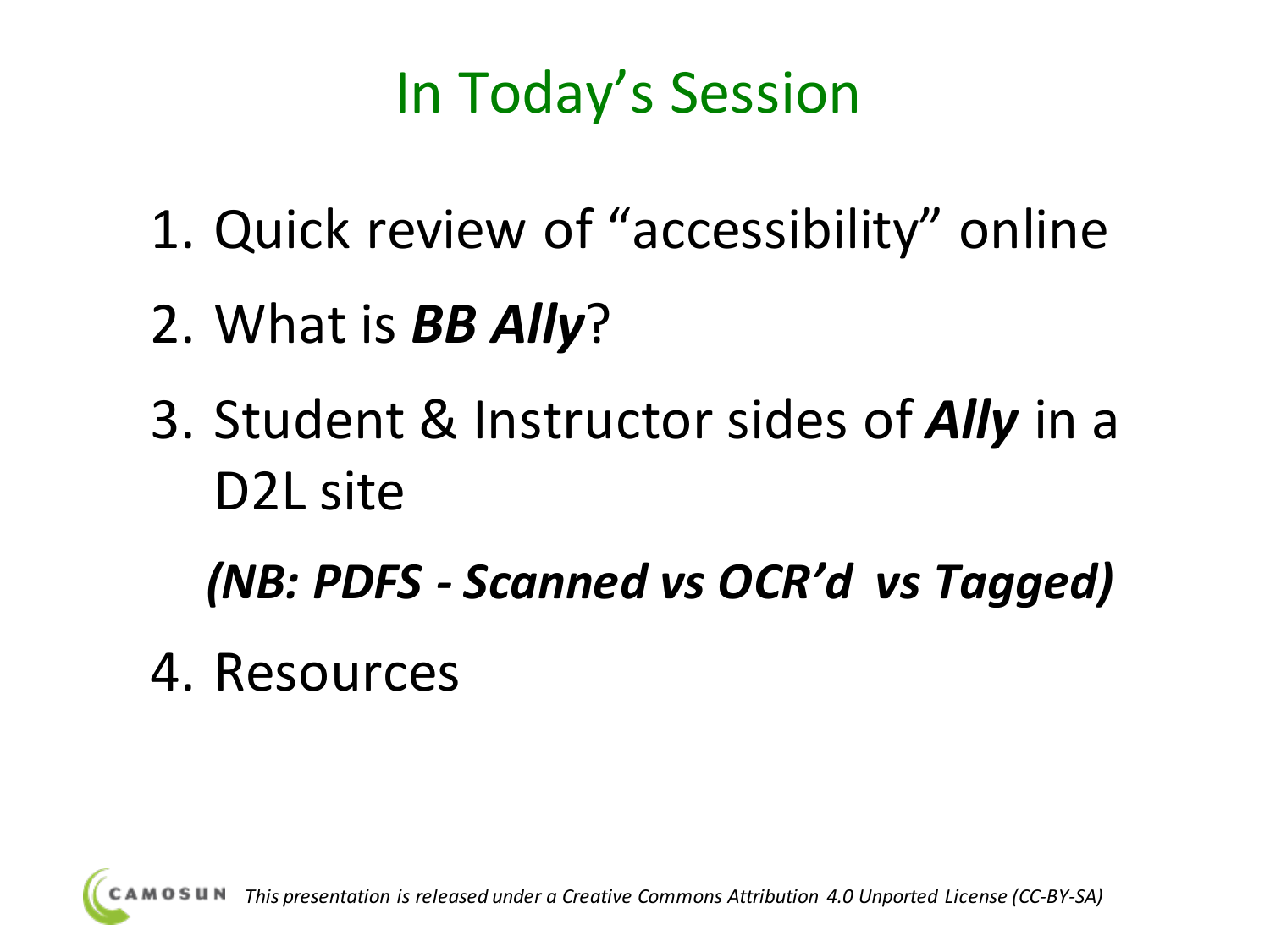# In Today's Session

1. Quick review of "accessibility" online
2. What is ***BB Ally***?
3. Student & Instructor sides of ***Ally*** in a D2L site

   ***(NB: PDFS - Scanned vs OCR'd vs Tagged)***

4. Resources

*This presentation is released under a Creative Commons Attribution 4.0 Unported License (CC-BY-SA)*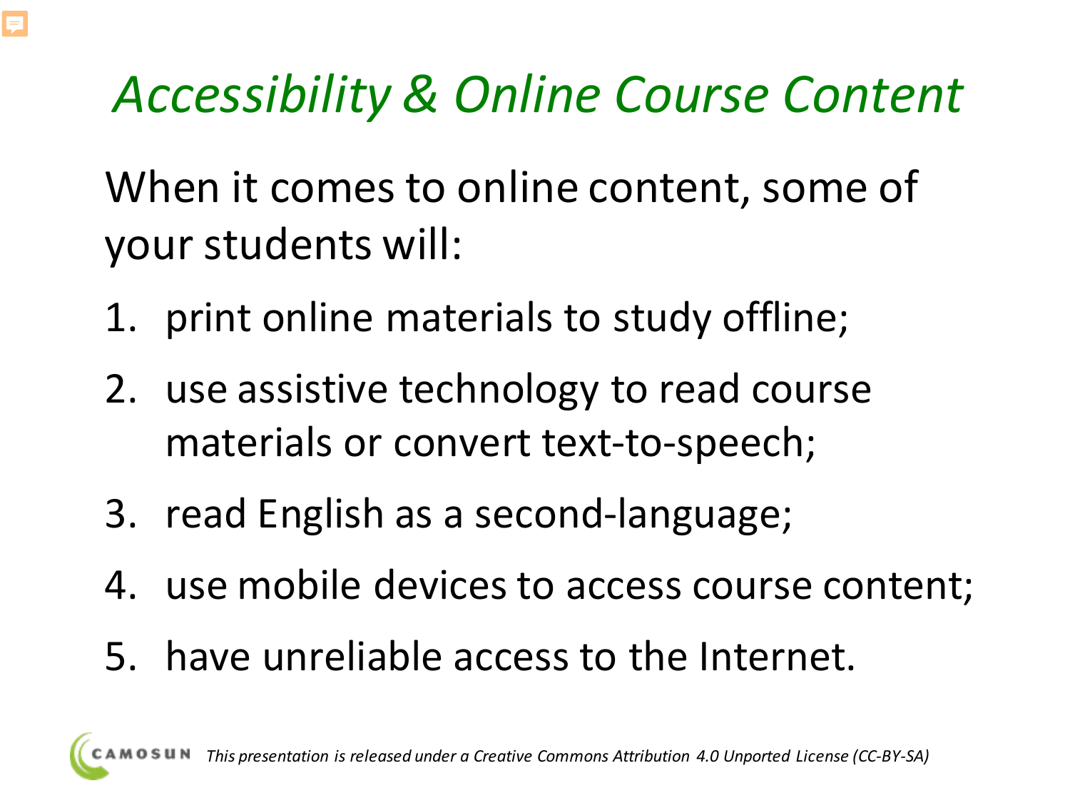# *Accessibility & Online Course Content*

When it comes to online content, some of your students will:

1. print online materials to study offline;
2. use assistive technology to read course materials or convert text-to-speech;
3. read English as a second-language;
4. use mobile devices to access course content;
5. have unreliable access to the Internet.

*This presentation is released under a Creative Commons Attribution 4.0 Unported License (CC-BY-SA)*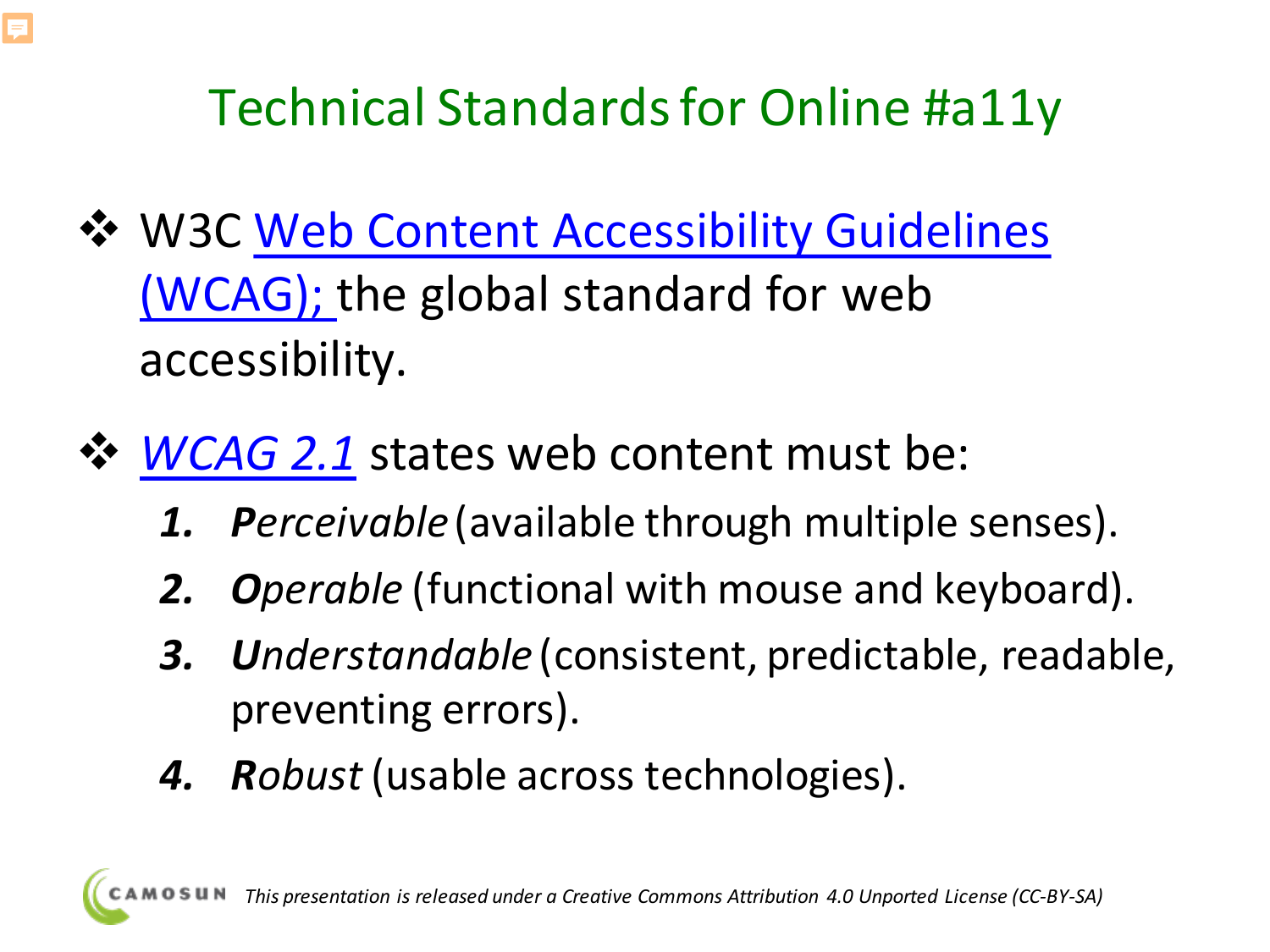# Technical Standards for Online #a11y

- W3C Web Content Accessibility Guidelines (WCAG); the global standard for web accessibility.

- *WCAG 2.1* states web content must be:
  1. ***P**erceivable* (available through multiple senses).
  2. ***O**perable* (functional with mouse and keyboard).
  3. ***U**nderstandable* (consistent, predictable, readable, preventing errors).
  4. ***R**obust* (usable across technologies).

*This presentation is released under a Creative Commons Attribution 4.0 Unported License (CC-BY-SA)*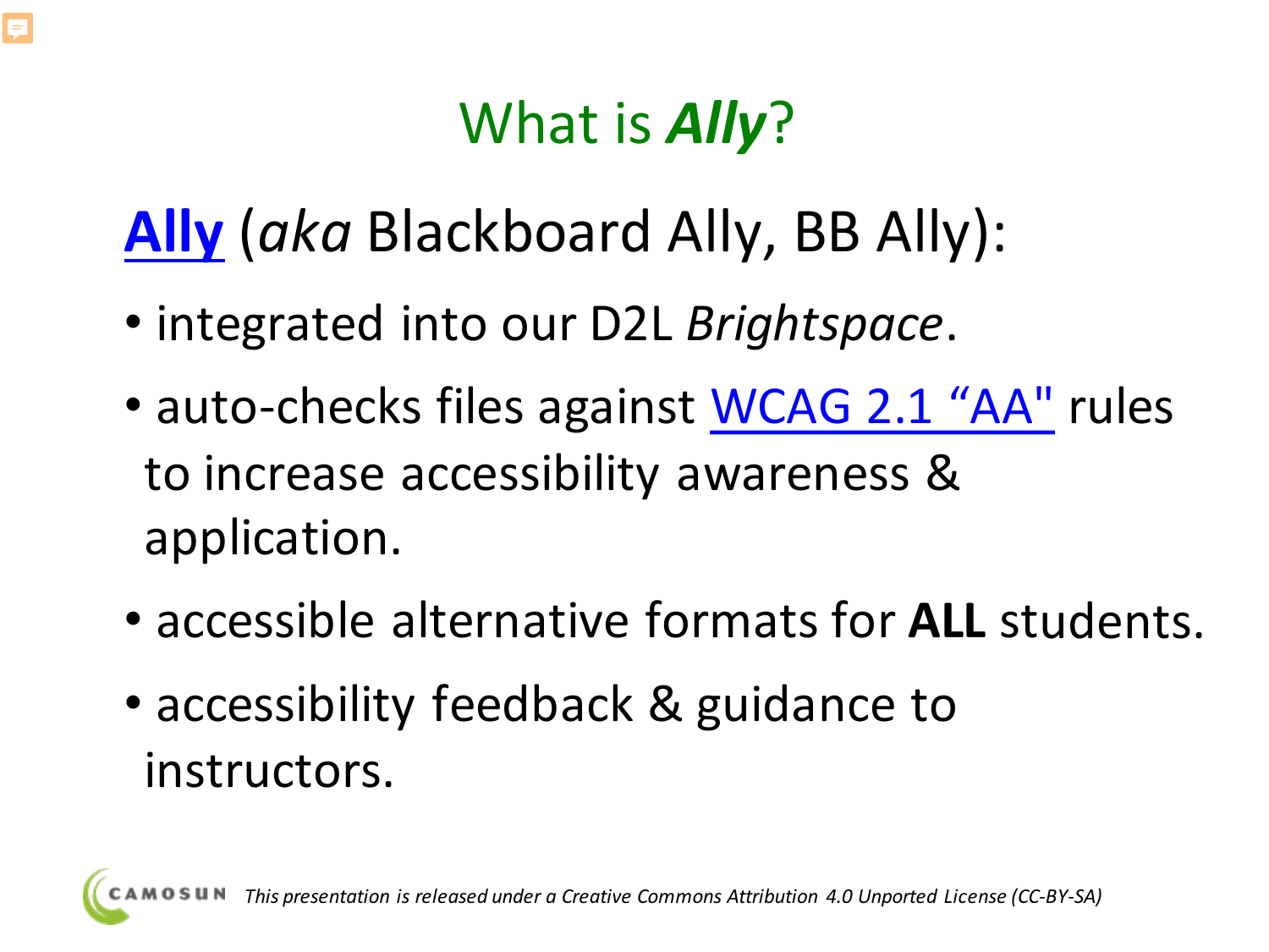# What is ***Ally***?

**Ally** (*aka* Blackboard Ally, BB Ally):

- integrated into our D2L *Brightspace*.
- auto-checks files against WCAG 2.1 “AA" rules to increase accessibility awareness & application.
- accessible alternative formats for **ALL** students.
- accessibility feedback & guidance to instructors.

*This presentation is released under a Creative Commons Attribution 4.0 Unported License (CC-BY-SA)*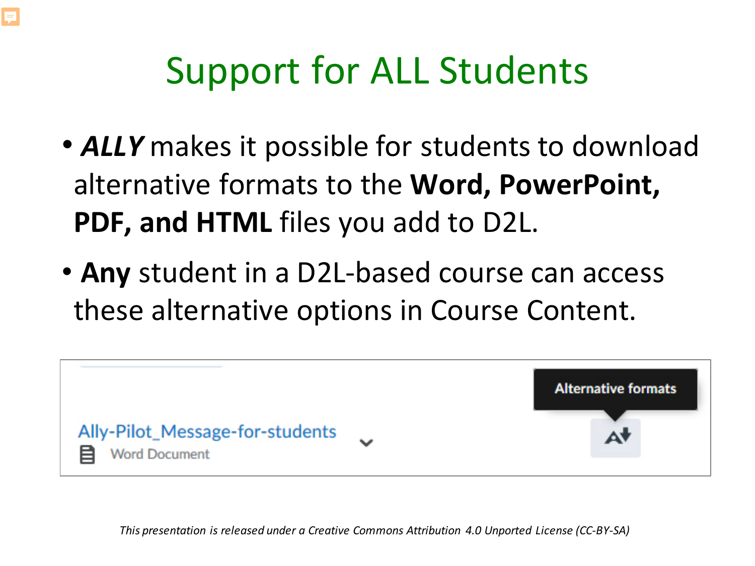# Support for ALL Students

- ***ALLY*** makes it possible for students to download alternative formats to the **Word, PowerPoint, PDF, and HTML** files you add to D2L.
- **Any** student in a D2L-based course can access these alternative options in Course Content.

Ally-Pilot_Message-for-students
Word Document

Alternative formats

*This presentation is released under a Creative Commons Attribution 4.0 Unported License (CC-BY-SA)*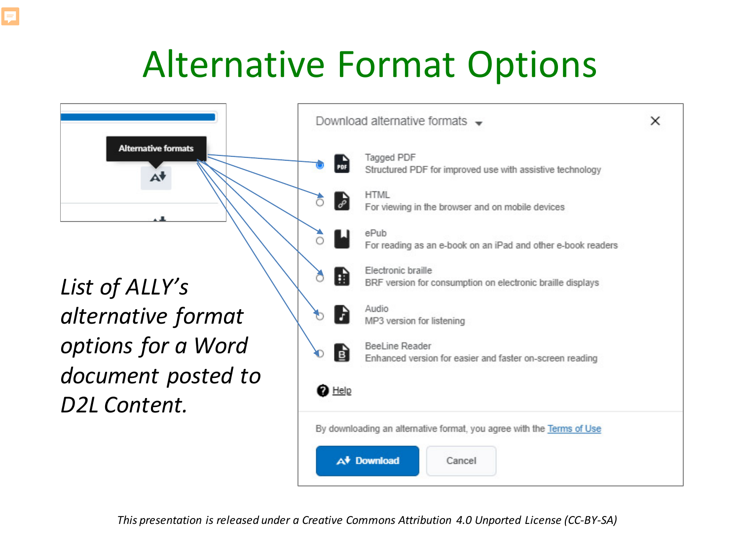# Alternative Format Options

Alternative formats

Download alternative formats

- Tagged PDF
  Structured PDF for improved use with assistive technology
- HTML
  For viewing in the browser and on mobile devices
- ePub
  For reading as an e-book on an iPad and other e-book readers
- Electronic braille
  BRF version for consumption on electronic braille displays
- Audio
  MP3 version for listening
- BeeLine Reader
  Enhanced version for easier and faster on-screen reading

Help

By downloading an alternative format, you agree with the Terms of Use

Download | Cancel

*List of ALLY's alternative format options for a Word document posted to D2L Content.*

*This presentation is released under a Creative Commons Attribution 4.0 Unported License (CC-BY-SA)*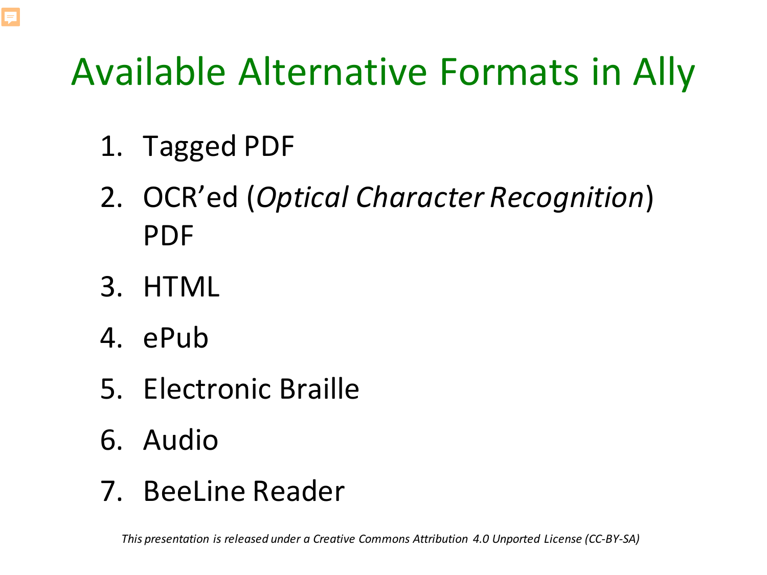# Available Alternative Formats in Ally

1. Tagged PDF
2. OCR'ed (*Optical Character Recognition*) PDF
3. HTML
4. ePub
5. Electronic Braille
6. Audio
7. BeeLine Reader

*This presentation is released under a Creative Commons Attribution 4.0 Unported License (CC-BY-SA)*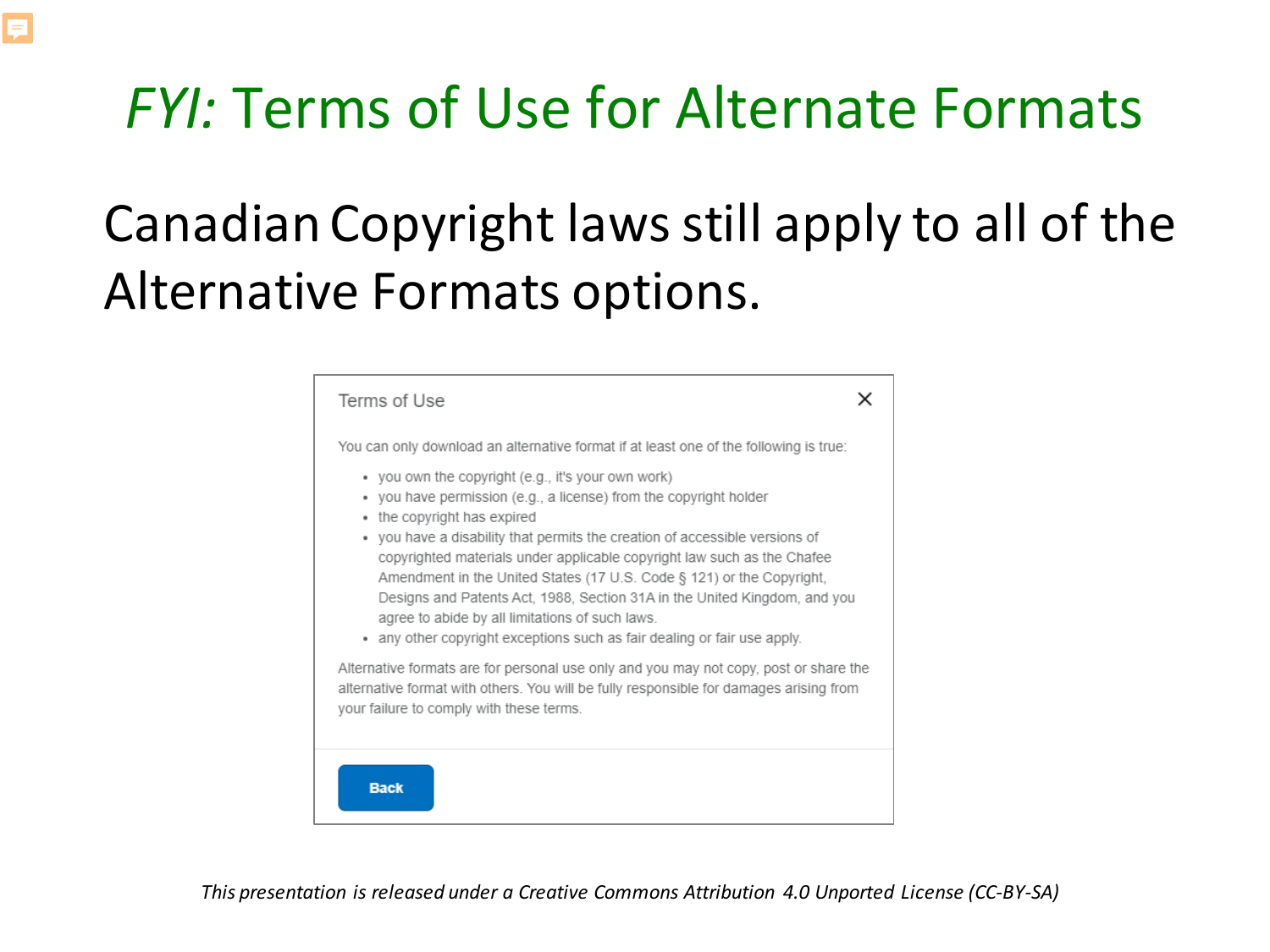# *FYI:* Terms of Use for Alternate Formats

Canadian Copyright laws still apply to all of the Alternative Formats options.

Terms of Use

You can only download an alternative format if at least one of the following is true:

- you own the copyright (e.g., it's your own work)
- you have permission (e.g., a license) from the copyright holder
- the copyright has expired
- you have a disability that permits the creation of accessible versions of copyrighted materials under applicable copyright law such as the Chafee Amendment in the United States (17 U.S. Code § 121) or the Copyright, Designs and Patents Act, 1988, Section 31A in the United Kingdom, and you agree to abide by all limitations of such laws.
- any other copyright exceptions such as fair dealing or fair use apply.

Alternative formats are for personal use only and you may not copy, post or share the alternative format with others. You will be fully responsible for damages arising from your failure to comply with these terms.

Back

*This presentation is released under a Creative Commons Attribution 4.0 Unported License (CC-BY-SA)*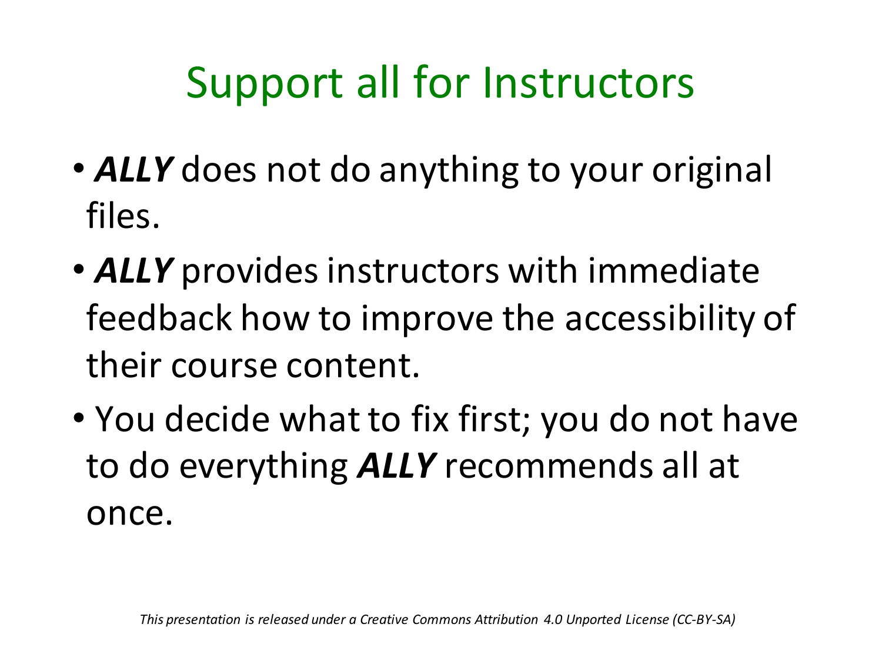# Support all for Instructors

- ***ALLY*** does not do anything to your original files.
- ***ALLY*** provides instructors with immediate feedback how to improve the accessibility of their course content.
- You decide what to fix first; you do not have to do everything ***ALLY*** recommends all at once.

*This presentation is released under a Creative Commons Attribution 4.0 Unported License (CC-BY-SA)*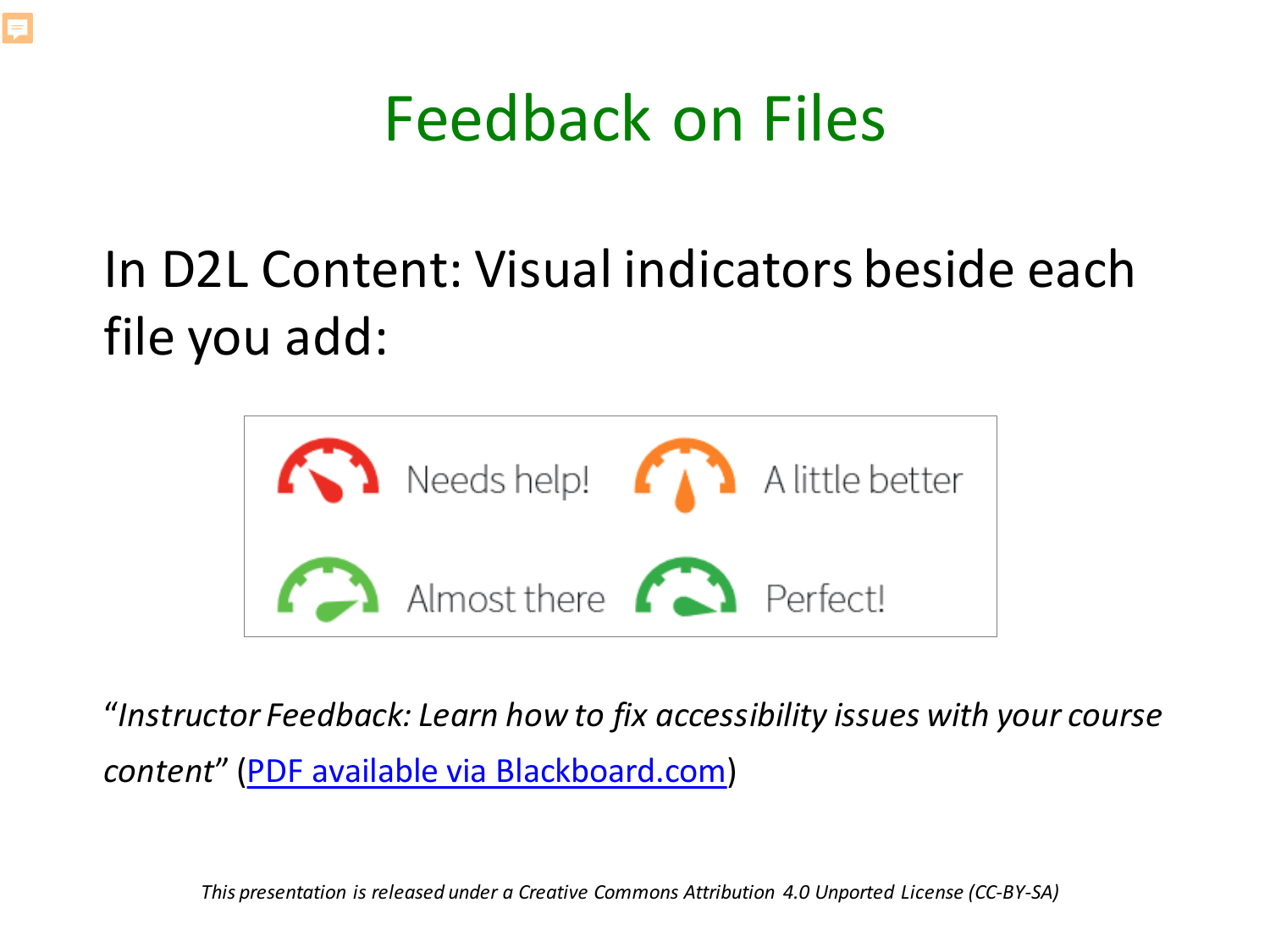# Feedback on Files

In D2L Content: Visual indicators beside each file you add:

Needs help! A little better

Almost there Perfect!

"*Instructor Feedback: Learn how to fix accessibility issues with your course content*" (PDF available via Blackboard.com)

*This presentation is released under a Creative Commons Attribution 4.0 Unported License (CC-BY-SA)*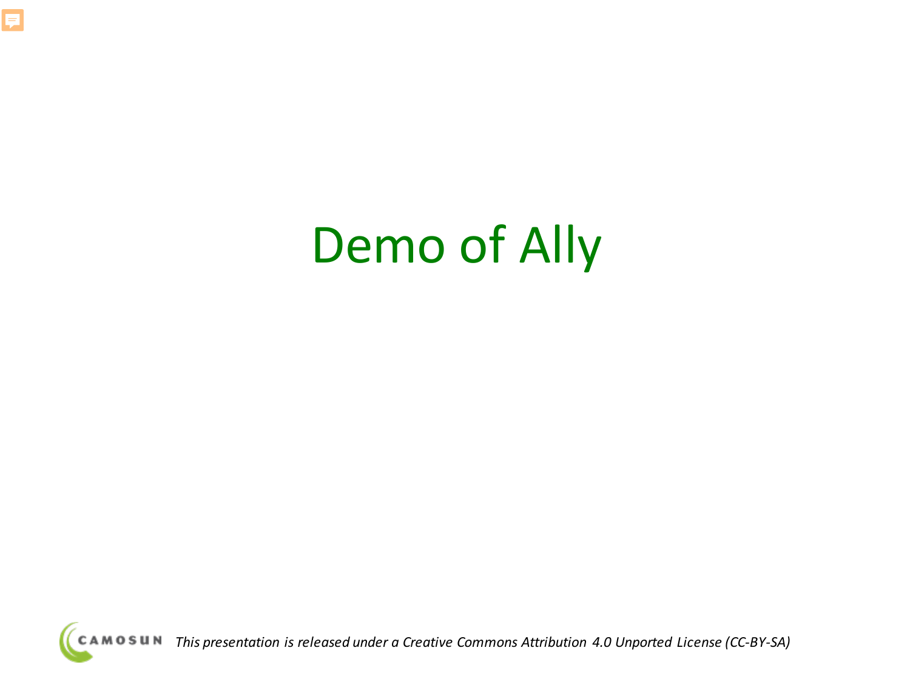# Demo of Ally

CAMOSUN *This presentation is released under a Creative Commons Attribution 4.0 Unported License (CC-BY-SA)*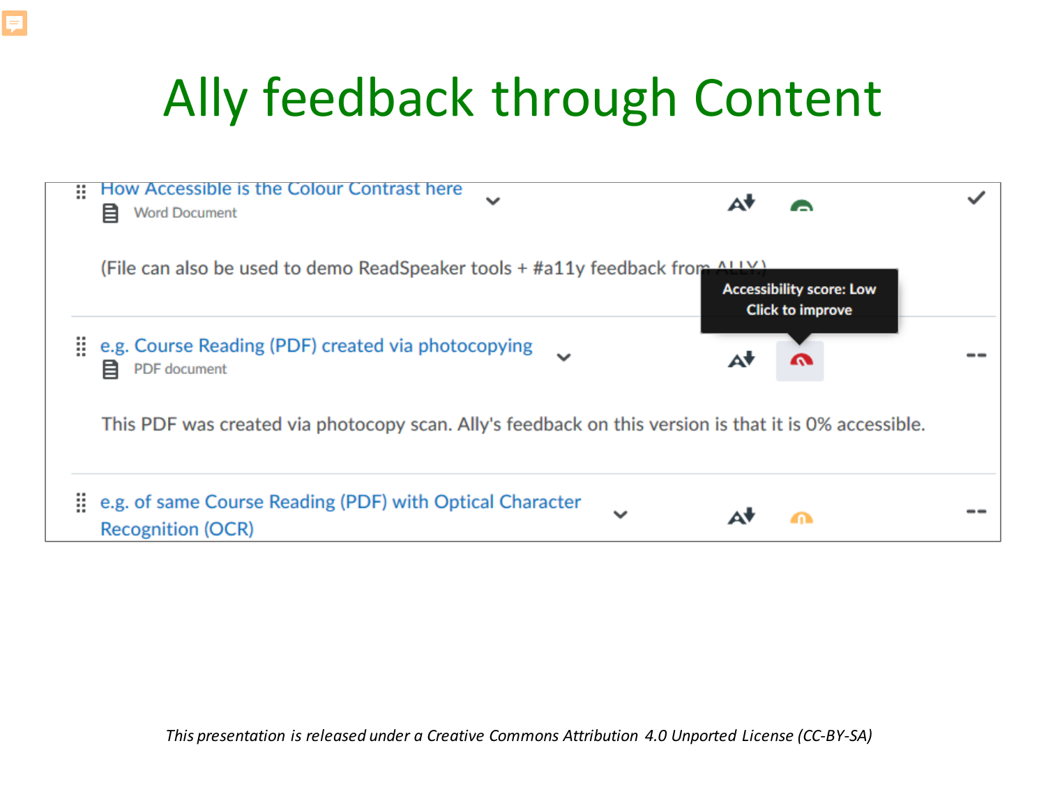# Ally feedback through Content

How Accessible is the Colour Contrast here

Word Document

(File can also be used to demo ReadSpeaker tools + #a11y feedback from ALLY)

Accessibility score: Low
Click to improve

e.g. Course Reading (PDF) created via photocopying

PDF document

This PDF was created via photocopy scan. Ally's feedback on this version is that it is 0% accessible.

e.g. of same Course Reading (PDF) with Optical Character Recognition (OCR)

*This presentation is released under a Creative Commons Attribution 4.0 Unported License (CC-BY-SA)*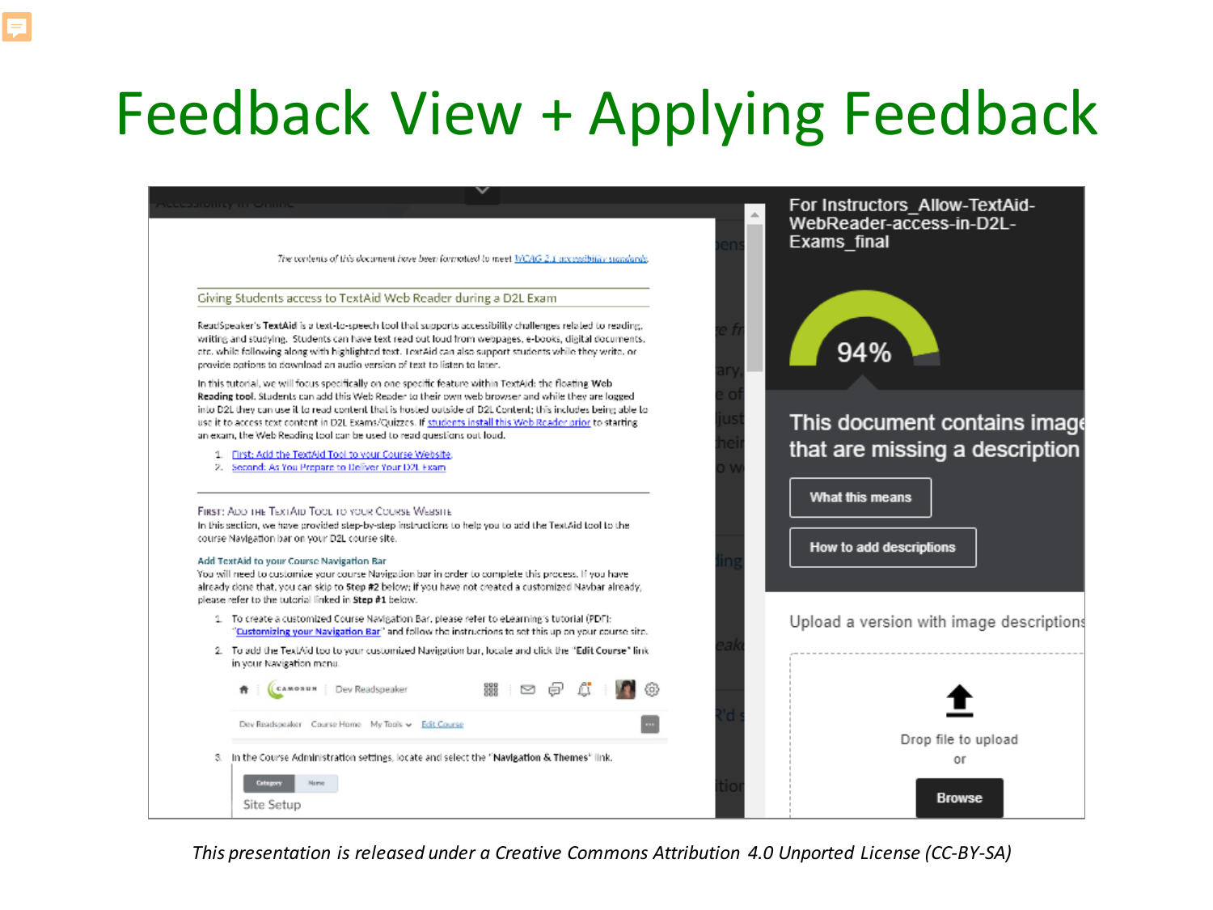# Feedback View + Applying Feedback

*This presentation is released under a Creative Commons Attribution 4.0 Unported License (CC-BY-SA)*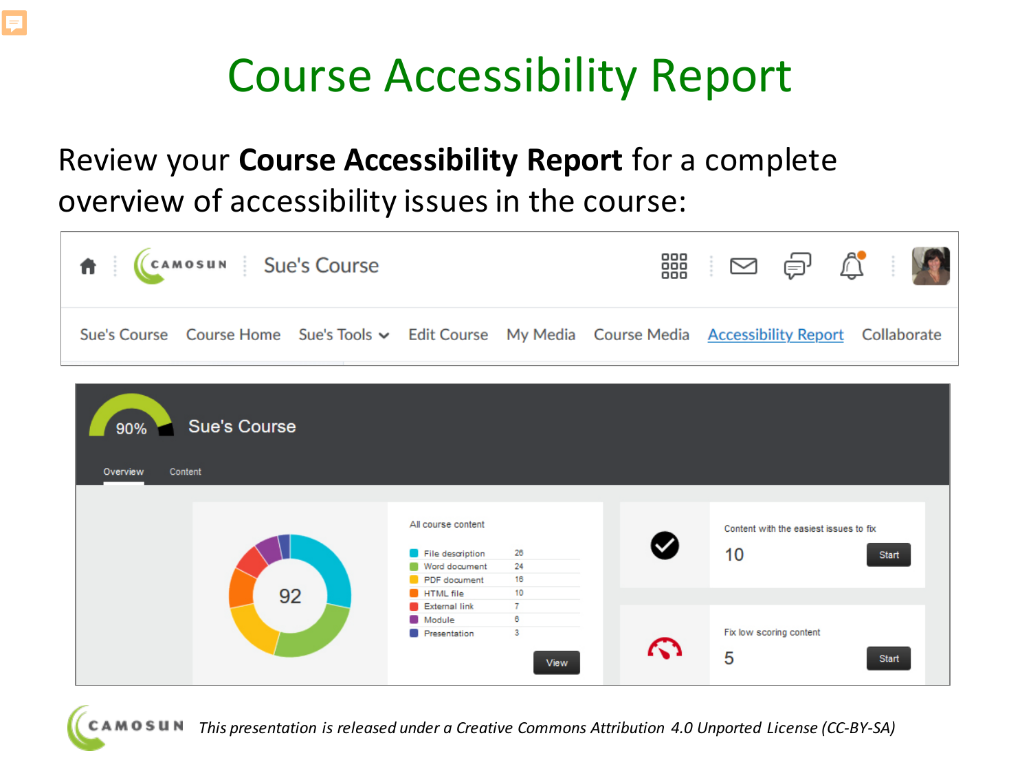# Course Accessibility Report

Review your **Course Accessibility Report** for a complete overview of accessibility issues in the course:

Sue's Course | Course Home | Sue's Tools | Edit Course | My Media | Course Media | Accessibility Report | Collaborate

90% Sue's Course

Overview | Content

92

All course content

| | |
|---|---|
| File description | 26 |
| Word document | 24 |
| PDF document | 16 |
| HTML file | 10 |
| External link | 7 |
| Module | 6 |
| Presentation | 3 |

View

Content with the easiest issues to fix

10 Start

Fix low scoring content

5 Start

*This presentation is released under a Creative Commons Attribution 4.0 Unported License (CC-BY-SA)*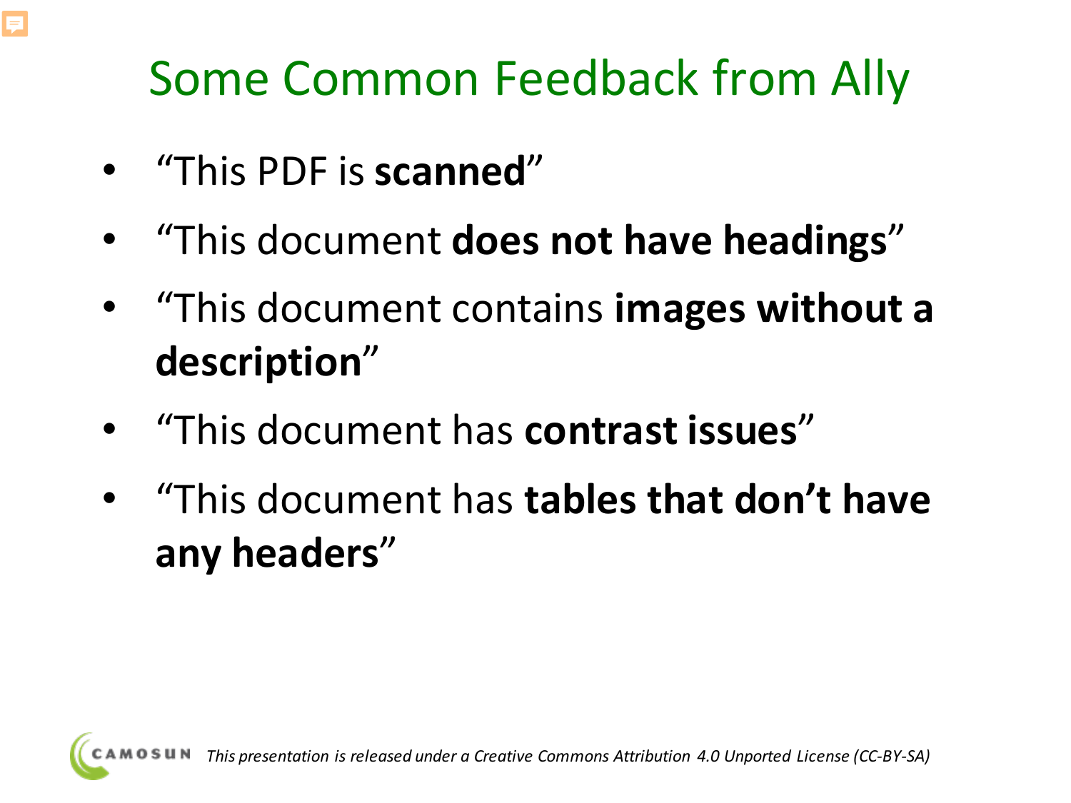# Some Common Feedback from Ally

- "This PDF is **scanned**"
- "This document **does not have headings**"
- "This document contains **images without a description**"
- "This document has **contrast issues**"
- "This document has **tables that don't have any headers**"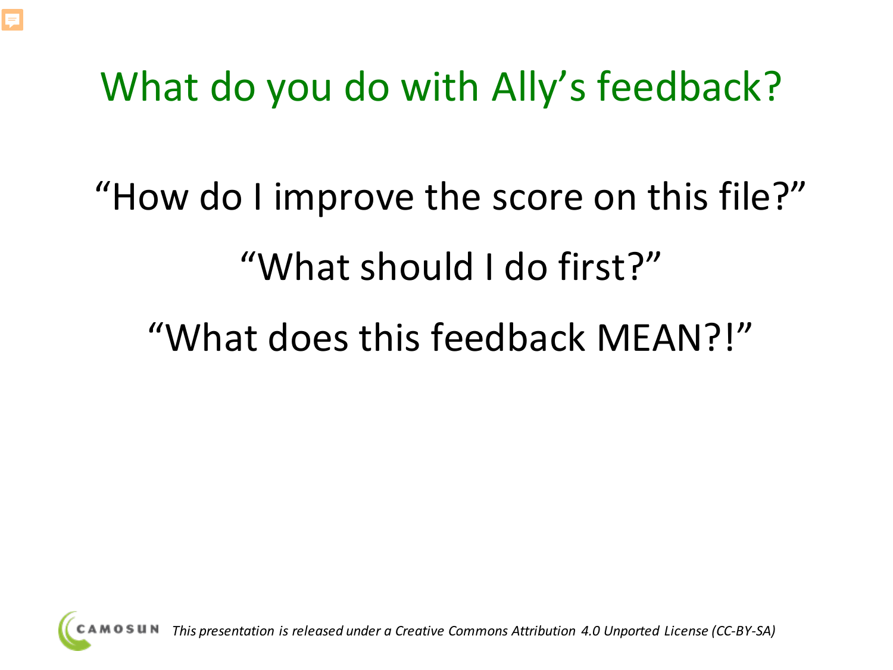# What do you do with Ally's feedback?

"How do I improve the score on this file?"

"What should I do first?"

"What does this feedback MEAN?!"

*This presentation is released under a Creative Commons Attribution 4.0 Unported License (CC-BY-SA)*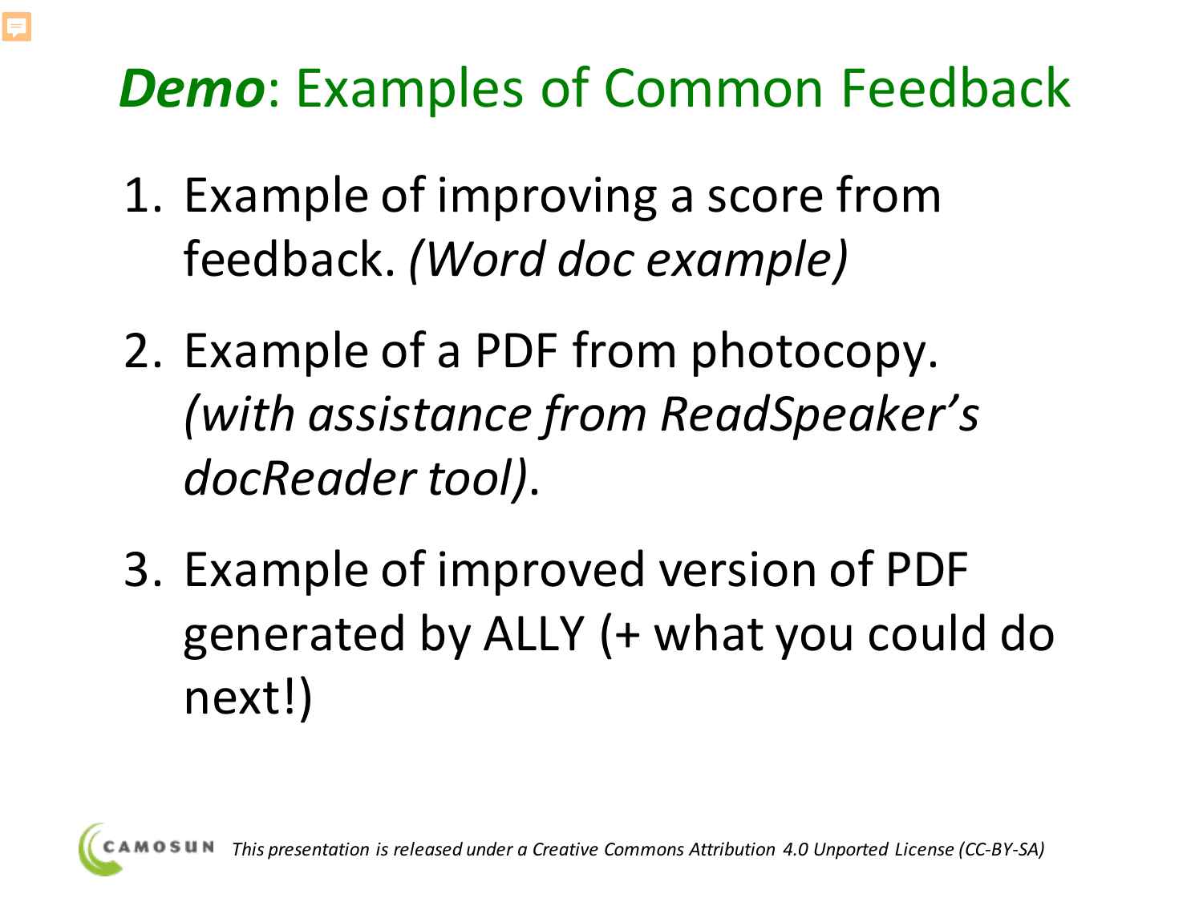# ***Demo***: Examples of Common Feedback

1. Example of improving a score from feedback. *(Word doc example)*
2. Example of a PDF from photocopy. *(with assistance from ReadSpeaker's docReader tool)*.
3. Example of improved version of PDF generated by ALLY (+ what you could do next!)

*This presentation is released under a Creative Commons Attribution 4.0 Unported License (CC-BY-SA)*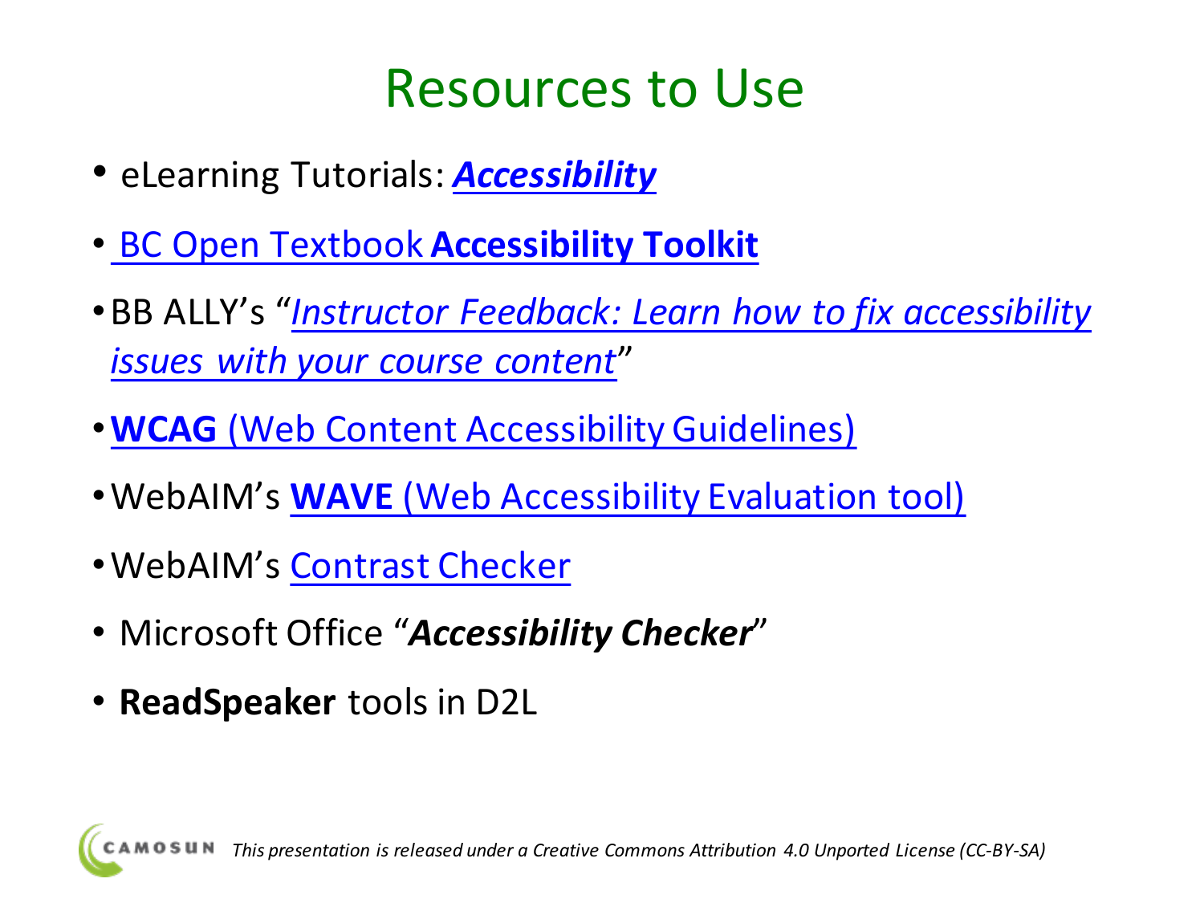# Resources to Use

- eLearning Tutorials: ***Accessibility***
- BC Open Textbook **Accessibility Toolkit**
- BB ALLY's "*Instructor Feedback: Learn how to fix accessibility issues with your course content*"
- **WCAG** (Web Content Accessibility Guidelines)
- WebAIM's **WAVE** (Web Accessibility Evaluation tool)
- WebAIM's Contrast Checker
- Microsoft Office "***Accessibility Checker***"
- **ReadSpeaker** tools in D2L

*This presentation is released under a Creative Commons Attribution 4.0 Unported License (CC-BY-SA)*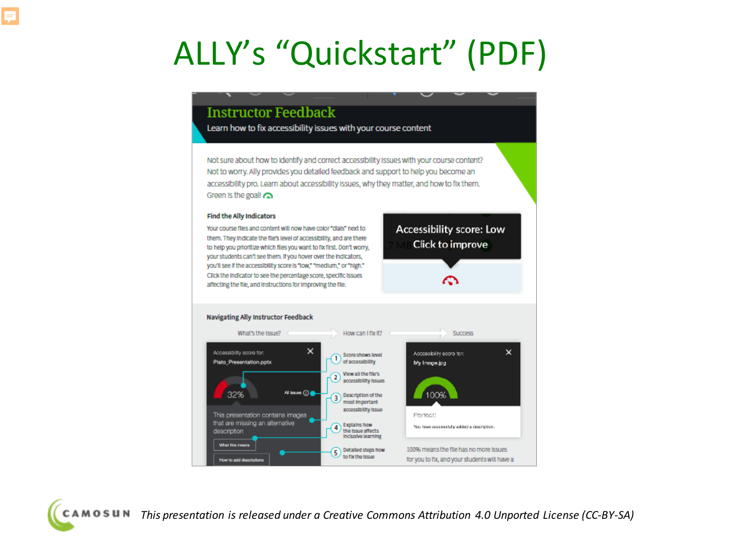# ALLY's "Quickstart" (PDF)

## Instructor Feedback

Learn how to fix accessibility issues with your course content

Not sure about how to identify and correct accessibility issues with your course content? Not to worry. Ally provides you detailed feedback and support to help you become an accessibility pro. Learn about accessibility issues, why they matter, and how to fix them. Green is the goal!

**Find the Ally Indicators**

Your course files and content will now have color "dials" next to them. They indicate the file's level of accessibility, and are there to help you prioritize which files you want to fix first. Don't worry, your students can't see them. If you hover over the indicators, you'll see if the accessibility score is "low," "medium," or "high." Click the indicator to see the percentage score, specific issues affecting the file, and instructions for improving the file.

Accessibility score: Low
Click to improve

**Navigating Ally Instructor Feedback**

What's the issue? → How can I fix it? → Success

Accessibility score for:
Plato_Presentation.pptx
32%
All issues
This presentation contains images that are missing an alternative description
What this means
How to add descriptions

1. Score shows level of accessibility
2. View all the file's accessibility issues
3. Description of the most important accessibility issue
4. Explains how the issue affects inclusive learning
5. Detailed steps how to fix the issue

Accessibility score for:
My Image.jpg
100%
Perfect!
You have successfully added a description.

100% means the file has no more issues for you to fix, and your students will have a

*This presentation is released under a Creative Commons Attribution 4.0 Unported License (CC-BY-SA)*